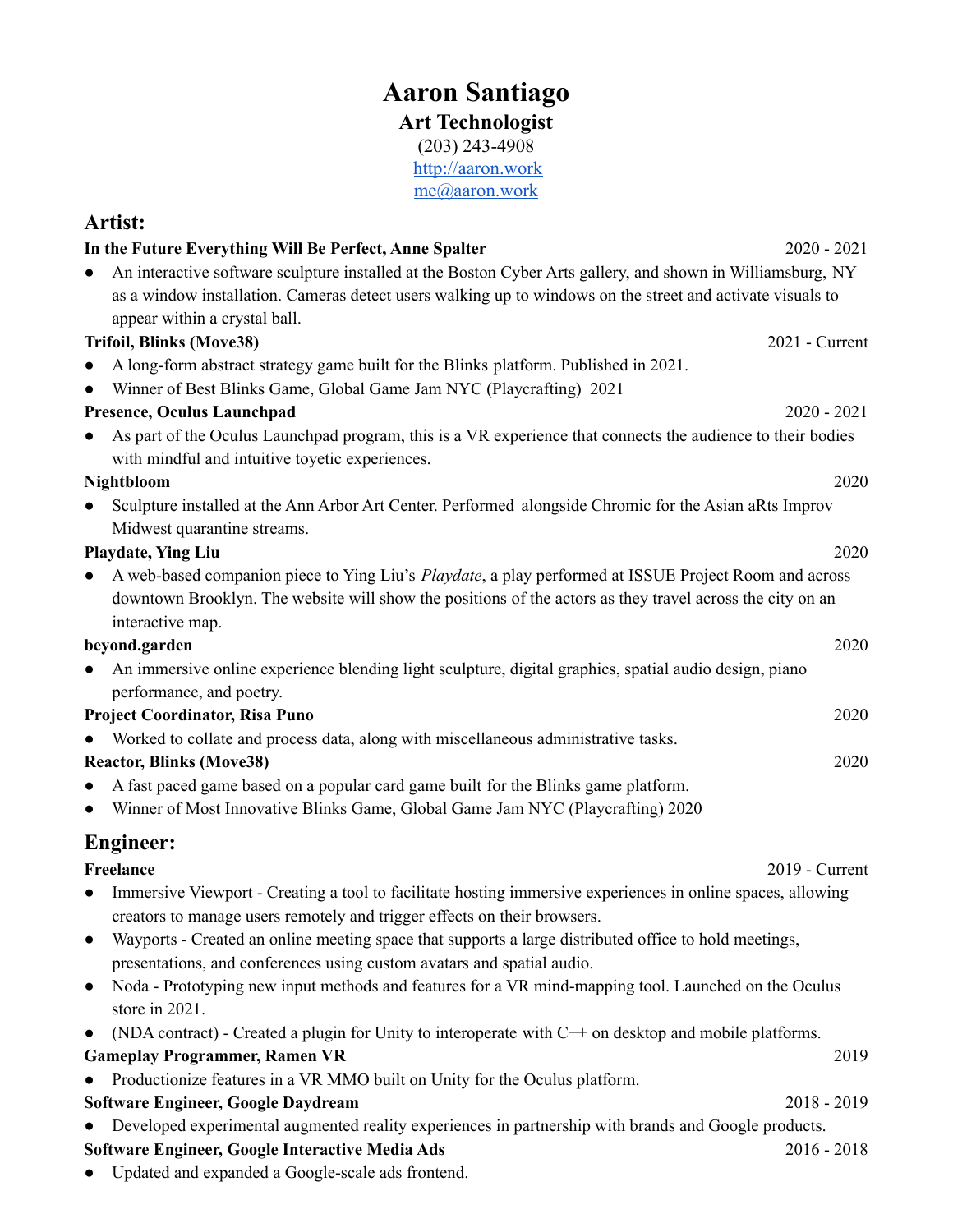# Aaron Santiago

**Art Technologist**

(203) 243-4908

[http://aaron.work](http://aaron.work)

[me@aaron.work](mailto:me@aaron.work)

## Artist:

**In the Future Everything Will Be Perfect, Anne Spalter** 2020 - 2021

- An interactive software sculpture installed at the Boston Cyber Arts gallery, and shown in Williamsburg, NY as a window installation. Cameras detect users walking up to windows on the street and activate visuals to appear within a crystal ball.

**Trifoil, Blinks (Move38)** 2021 - Current

- A long-form abstract strategy game built for the Blinks platform. Published in 2021.
- Winner of Best Blinks Game, Global Game Jam NYC (Playcrafting) 2021

**Presence, Oculus Launchpad** 2020 - 2021

- As part of the Oculus Launchpad program, this is a VR experience that connects the audience to their bodies with mindful and intuitive toyetic experiences.

**Nightbloom** 2020

- Sculpture installed at the Ann Arbor Art Center. Performed alongside Chromic for the Asian aRts Improv Midwest quarantine streams.

**Playdate, Ying Liu** 2020

- A web-based companion piece to Ying Liu's *Playdate*, a play performed at ISSUE Project Room and across downtown Brooklyn. The website will show the positions of the actors as they travel across the city on an interactive map.

**beyond.garden** 2020

- An immersive online experience blending light sculpture, digital graphics, spatial audio design, piano performance, and poetry.

**Project Coordinator, Risa Puno** 2020

- Worked to collate and process data, along with miscellaneous administrative tasks.

**Reactor, Blinks (Move38)** 2020

- A fast paced game based on a popular card game built for the Blinks game platform.
- Winner of Most Innovative Blinks Game, Global Game Jam NYC (Playcrafting) 2020

## Engineer:

**Freelance** 2019 - Current

- Immersive Viewport - Creating a tool to facilitate hosting immersive experiences in online spaces, allowing creators to manage users remotely and trigger effects on their browsers.
- Wayports - Created an online meeting space that supports a large distributed office to hold meetings, presentations, and conferences using custom avatars and spatial audio.
- Noda - Prototyping new input methods and features for a VR mind-mapping tool. Launched on the Oculus store in 2021.
- (NDA contract) - Created a plugin for Unity to interoperate with C++ on desktop and mobile platforms.

**Gameplay Programmer, Ramen VR** 2019

- Productionize features in a VR MMO built on Unity for the Oculus platform.

**Software Engineer, Google Daydream** 2018 - 2019

- Developed experimental augmented reality experiences in partnership with brands and Google products.

**Software Engineer, Google Interactive Media Ads** 2016 - 2018

- Updated and expanded a Google-scale ads frontend.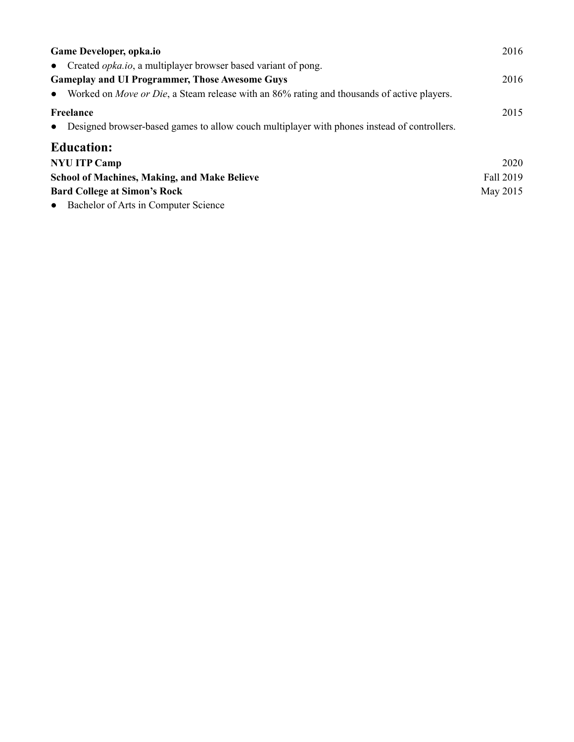**Game Developer, opka.io** 2016

- Created *opka.io*, a multiplayer browser based variant of pong.

**Gameplay and UI Programmer, Those Awesome Guys** 2016

- Worked on *Move or Die*, a Steam release with an 86% rating and thousands of active players.

**Freelance** 2015

- Designed browser-based games to allow couch multiplayer with phones instead of controllers.

## Education:

**NYU ITP Camp** 2020

**School of Machines, Making, and Make Believe** Fall 2019

**Bard College at Simon's Rock** May 2015

- Bachelor of Arts in Computer Science